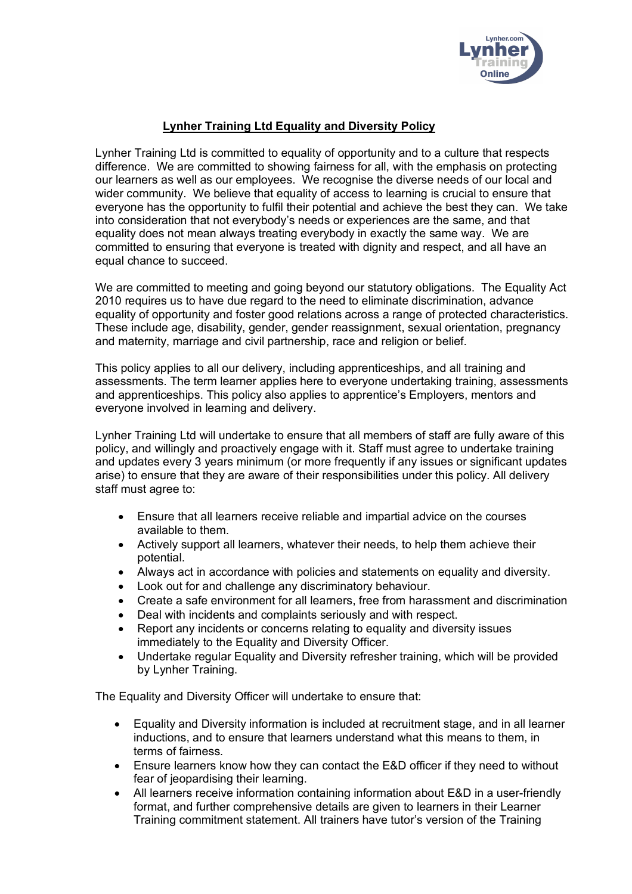# Lynher Training Ltd Equality and Diversity Policy

Lynher Training Ltd is committed to equality of opportunity and to a culture that respects difference. We are committed to showing fairness for all, with the emphasis on protecting our learners as well as our employees. We recognise the diverse needs of our local and wider community. We believe that equality of access to learning is crucial to ensure that everyone has the opportunity to fulfil their potential and achieve the best they can. We take into consideration that not everybody's needs or experiences are the same, and that equality does not mean always treating everybody in exactly the same way. We are committed to ensuring that everyone is treated with dignity and respect, and all have an equal chance to succeed.

We are committed to meeting and going beyond our statutory obligations. The Equality Act 2010 requires us to have due regard to the need to eliminate discrimination, advance equality of opportunity and foster good relations across a range of protected characteristics. These include age, disability, gender, gender reassignment, sexual orientation, pregnancy and maternity, marriage and civil partnership, race and religion or belief.

This policy applies to all our delivery, including apprenticeships, and all training and assessments. The term learner applies here to everyone undertaking training, assessments and apprenticeships. This policy also applies to apprentice's Employers, mentors and everyone involved in learning and delivery.

Lynher Training Ltd will undertake to ensure that all members of staff are fully aware of this policy, and willingly and proactively engage with it. Staff must agree to undertake training and updates every 3 years minimum (or more frequently if any issues or significant updates arise) to ensure that they are aware of their responsibilities under this policy. All delivery staff must agree to:

- Ensure that all learners receive reliable and impartial advice on the courses available to them.
- Actively support all learners, whatever their needs, to help them achieve their potential.
- Always act in accordance with policies and statements on equality and diversity.
- Look out for and challenge any discriminatory behaviour.
- Create a safe environment for all learners, free from harassment and discrimination
- Deal with incidents and complaints seriously and with respect.
- Report any incidents or concerns relating to equality and diversity issues immediately to the Equality and Diversity Officer.
- Undertake regular Equality and Diversity refresher training, which will be provided by Lynher Training.

The Equality and Diversity Officer will undertake to ensure that:

- Equality and Diversity information is included at recruitment stage, and in all learner inductions, and to ensure that learners understand what this means to them, in terms of fairness.
- Ensure learners know how they can contact the E&D officer if they need to without fear of jeopardising their learning.
- All learners receive information containing information about E&D in a user-friendly format, and further comprehensive details are given to learners in their Learner Training commitment statement. All trainers have tutor's version of the Training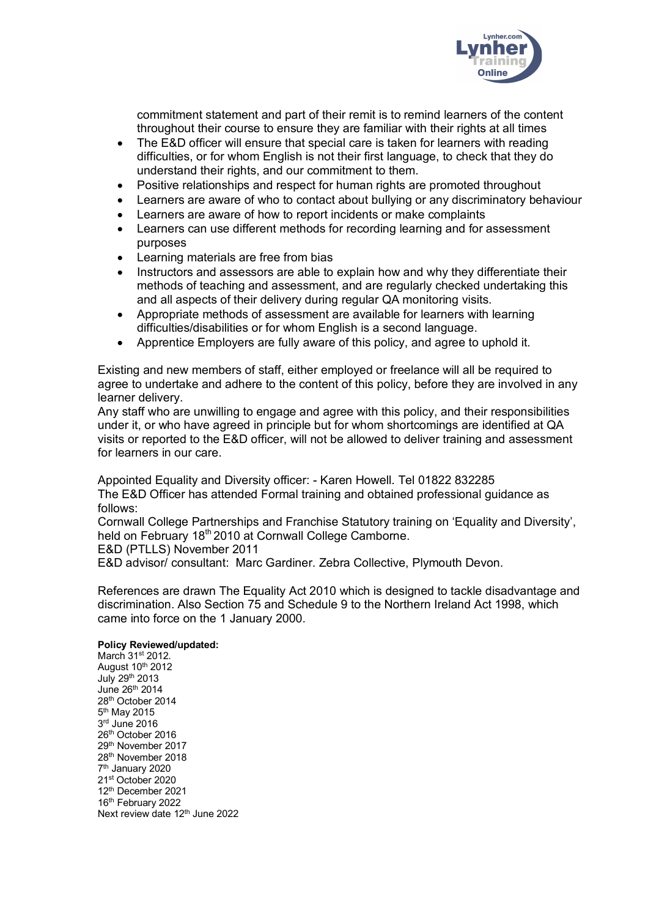commitment statement and part of their remit is to remind learners of the content throughout their course to ensure they are familiar with their rights at all times

- The E&D officer will ensure that special care is taken for learners with reading difficulties, or for whom English is not their first language, to check that they do understand their rights, and our commitment to them.
- Positive relationships and respect for human rights are promoted throughout
- Learners are aware of who to contact about bullying or any discriminatory behaviour
- Learners are aware of how to report incidents or make complaints
- Learners can use different methods for recording learning and for assessment purposes
- Learning materials are free from bias
- Instructors and assessors are able to explain how and why they differentiate their methods of teaching and assessment, and are regularly checked undertaking this and all aspects of their delivery during regular QA monitoring visits.
- Appropriate methods of assessment are available for learners with learning difficulties/disabilities or for whom English is a second language.
- Apprentice Employers are fully aware of this policy, and agree to uphold it.

Existing and new members of staff, either employed or freelance will all be required to agree to undertake and adhere to the content of this policy, before they are involved in any learner delivery.
Any staff who are unwilling to engage and agree with this policy, and their responsibilities under it, or who have agreed in principle but for whom shortcomings are identified at QA visits or reported to the E&D officer, will not be allowed to deliver training and assessment for learners in our care.

Appointed Equality and Diversity officer: - Karen Howell. Tel 01822 832285
The E&D Officer has attended Formal training and obtained professional guidance as follows:
Cornwall College Partnerships and Franchise Statutory training on 'Equality and Diversity', held on February 18th 2010 at Cornwall College Camborne.
E&D (PTLLS) November 2011
E&D advisor/ consultant: Marc Gardiner. Zebra Collective, Plymouth Devon.

References are drawn The Equality Act 2010 which is designed to tackle disadvantage and discrimination. Also Section 75 and Schedule 9 to the Northern Ireland Act 1998, which came into force on the 1 January 2000.

**Policy Reviewed/updated:**
March 31st 2012.
August 10th 2012
July 29th 2013
June 26th 2014
28th October 2014
5th May 2015
3rd June 2016
26th October 2016
29th November 2017
28th November 2018
7th January 2020
21st October 2020
12th December 2021
16th February 2022
Next review date 12th June 2022